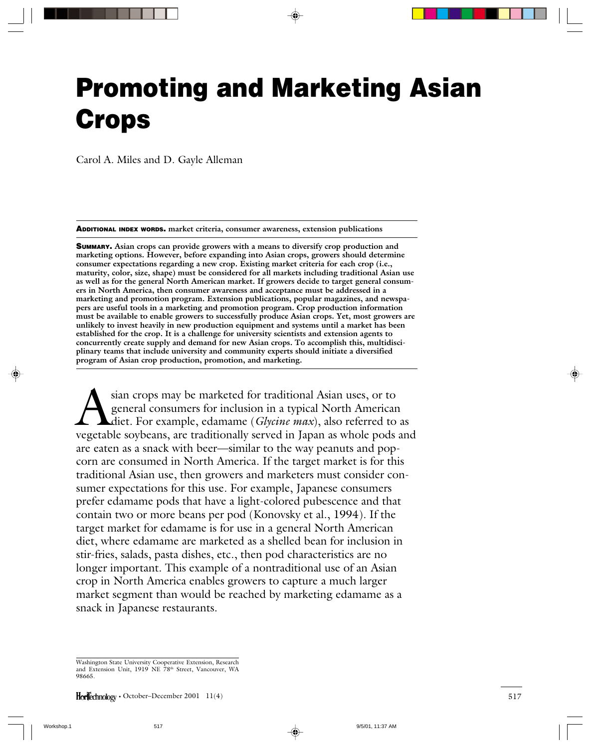# Promoting and Marketing Asian Crops

Carol A. Miles and D. Gayle Alleman

**Additional index words.** market criteria, consumer awareness, extension publications

**Summary.** **Asian crops can provide growers with a means to diversify crop production and marketing options. However, before expanding into Asian crops, growers should determine consumer expectations regarding a new crop. Existing market criteria for each crop (i.e., maturity, color, size, shape) must be considered for all markets including traditional Asian use as well as for the general North American market. If growers decide to target general consumers in North America, then consumer awareness and acceptance must be addressed in a marketing and promotion program. Extension publications, popular magazines, and newspapers are useful tools in a marketing and promotion program. Crop production information must be available to enable growers to successfully produce Asian crops. Yet, most growers are unlikely to invest heavily in new production equipment and systems until a market has been established for the crop. It is a challenge for university scientists and extension agents to concurrently create supply and demand for new Asian crops. To accomplish this, multidisciplinary teams that include university and community experts should initiate a diversified program of Asian crop production, promotion, and marketing.**

Asian crops may be marketed for traditional Asian uses, or to general consumers for inclusion in a typical North American diet. For example, edamame (*Glycine max*), also referred to as vegetable soybeans, are traditionally served in Japan as whole pods and are eaten as a snack with beer—similar to the way peanuts and popcorn are consumed in North America. If the target market is for this traditional Asian use, then growers and marketers must consider consumer expectations for this use. For example, Japanese consumers prefer edamame pods that have a light-colored pubescence and that contain two or more beans per pod (Konovsky et al., 1994). If the target market for edamame is for use in a general North American diet, where edamame are marketed as a shelled bean for inclusion in stir-fries, salads, pasta dishes, etc., then pod characteristics are no longer important. This example of a nontraditional use of an Asian crop in North America enables growers to capture a much larger market segment than would be reached by marketing edamame as a snack in Japanese restaurants.

Washington State University Cooperative Extension, Research and Extension Unit, 1919 NE 78th Street, Vancouver, WA 98665.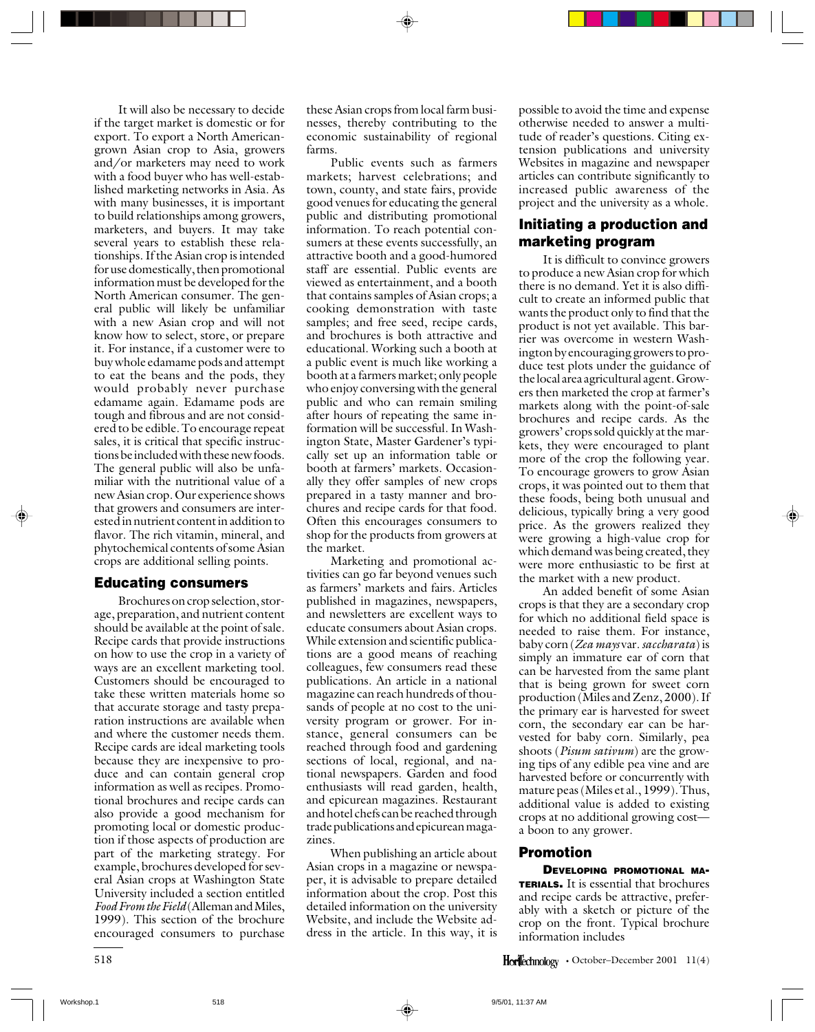It will also be necessary to decide if the target market is domestic or for export. To export a North American-grown Asian crop to Asia, growers and/or marketers may need to work with a food buyer who has well-established marketing networks in Asia. As with many businesses, it is important to build relationships among growers, marketers, and buyers. It may take several years to establish these relationships. If the Asian crop is intended for use domestically, then promotional information must be developed for the North American consumer. The general public will likely be unfamiliar with a new Asian crop and will not know how to select, store, or prepare it. For instance, if a customer were to buy whole edamame pods and attempt to eat the beans and the pods, they would probably never purchase edamame again. Edamame pods are tough and fibrous and are not considered to be edible. To encourage repeat sales, it is critical that specific instructions be included with these new foods. The general public will also be unfamiliar with the nutritional value of a new Asian crop. Our experience shows that growers and consumers are interested in nutrient content in addition to flavor. The rich vitamin, mineral, and phytochemical contents of some Asian crops are additional selling points.

## Educating consumers

Brochures on crop selection, storage, preparation, and nutrient content should be available at the point of sale. Recipe cards that provide instructions on how to use the crop in a variety of ways are an excellent marketing tool. Customers should be encouraged to take these written materials home so that accurate storage and tasty preparation instructions are available when and where the customer needs them. Recipe cards are ideal marketing tools because they are inexpensive to produce and can contain general crop information as well as recipes. Promotional brochures and recipe cards can also provide a good mechanism for promoting local or domestic production if those aspects of production are part of the marketing strategy. For example, brochures developed for several Asian crops at Washington State University included a section entitled *Food From the Field* (Alleman and Miles, 1999). This section of the brochure encouraged consumers to purchase these Asian crops from local farm businesses, thereby contributing to the economic sustainability of regional farms.

Public events such as farmers markets; harvest celebrations; and town, county, and state fairs, provide good venues for educating the general public and distributing promotional information. To reach potential consumers at these events successfully, an attractive booth and a good-humored staff are essential. Public events are viewed as entertainment, and a booth that contains samples of Asian crops; a cooking demonstration with taste samples; and free seed, recipe cards, and brochures is both attractive and educational. Working such a booth at a public event is much like working a booth at a farmers market; only people who enjoy conversing with the general public and who can remain smiling after hours of repeating the same information will be successful. In Washington State, Master Gardener's typically set up an information table or booth at farmers' markets. Occasionally they offer samples of new crops prepared in a tasty manner and brochures and recipe cards for that food. Often this encourages consumers to shop for the products from growers at the market.

Marketing and promotional activities can go far beyond venues such as farmers' markets and fairs. Articles published in magazines, newspapers, and newsletters are excellent ways to educate consumers about Asian crops. While extension and scientific publications are a good means of reaching colleagues, few consumers read these publications. An article in a national magazine can reach hundreds of thousands of people at no cost to the university program or grower. For instance, general consumers can be reached through food and gardening sections of local, regional, and national newspapers. Garden and food enthusiasts will read garden, health, and epicurean magazines. Restaurant and hotel chefs can be reached through trade publications and epicurean magazines.

When publishing an article about Asian crops in a magazine or newspaper, it is advisable to prepare detailed information about the crop. Post this detailed information on the university Website, and include the Website address in the article. In this way, it is possible to avoid the time and expense otherwise needed to answer a multitude of reader's questions. Citing extension publications and university Websites in magazine and newspaper articles can contribute significantly to increased public awareness of the project and the university as a whole.

## Initiating a production and marketing program

It is difficult to convince growers to produce a new Asian crop for which there is no demand. Yet it is also difficult to create an informed public that wants the product only to find that the product is not yet available. This barrier was overcome in western Washington by encouraging growers to produce test plots under the guidance of the local area agricultural agent. Growers then marketed the crop at farmer's markets along with the point-of-sale brochures and recipe cards. As the growers' crops sold quickly at the markets, they were encouraged to plant more of the crop the following year. To encourage growers to grow Asian crops, it was pointed out to them that these foods, being both unusual and delicious, typically bring a very good price. As the growers realized they were growing a high-value crop for which demand was being created, they were more enthusiastic to be first at the market with a new product.

An added benefit of some Asian crops is that they are a secondary crop for which no additional field space is needed to raise them. For instance, baby corn (*Zea mays* var. *saccharata*) is simply an immature ear of corn that can be harvested from the same plant that is being grown for sweet corn production (Miles and Zenz, 2000). If the primary ear is harvested for sweet corn, the secondary ear can be harvested for baby corn. Similarly, pea shoots (*Pisum sativum*) are the growing tips of any edible pea vine and are harvested before or concurrently with mature peas (Miles et al., 1999). Thus, additional value is added to existing crops at no additional growing cost—a boon to any grower.

## Promotion

**Developing promotional materials.** It is essential that brochures and recipe cards be attractive, preferably with a sketch or picture of the crop on the front. Typical brochure information includes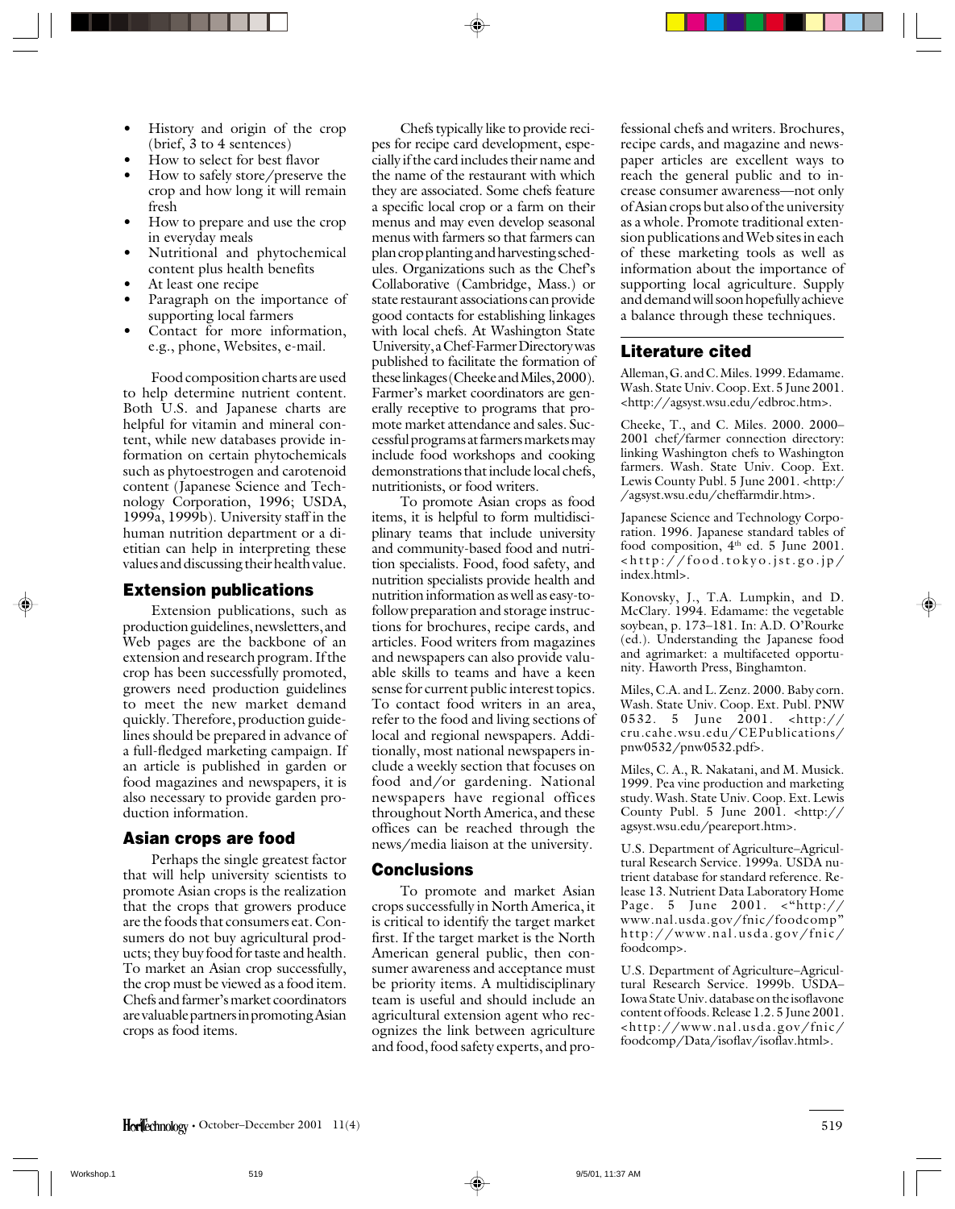- History and origin of the crop (brief, 3 to 4 sentences)
- How to select for best flavor
- How to safely store/preserve the crop and how long it will remain fresh
- How to prepare and use the crop in everyday meals
- Nutritional and phytochemical content plus health benefits
- At least one recipe
- Paragraph on the importance of supporting local farmers
- Contact for more information, e.g., phone, Websites, e-mail.

Food composition charts are used to help determine nutrient content. Both U.S. and Japanese charts are helpful for vitamin and mineral content, while new databases provide information on certain phytochemicals such as phytoestrogen and carotenoid content (Japanese Science and Technology Corporation, 1996; USDA, 1999a, 1999b). University staff in the human nutrition department or a dietitian can help in interpreting these values and discussing their health value.

## Extension publications

Extension publications, such as production guidelines, newsletters, and Web pages are the backbone of an extension and research program. If the crop has been successfully promoted, growers need production guidelines to meet the new market demand quickly. Therefore, production guidelines should be prepared in advance of a full-fledged marketing campaign. If an article is published in garden or food magazines and newspapers, it is also necessary to provide garden production information.

## Asian crops are food

Perhaps the single greatest factor that will help university scientists to promote Asian crops is the realization that the crops that growers produce are the foods that consumers eat. Consumers do not buy agricultural products; they buy food for taste and health. To market an Asian crop successfully, the crop must be viewed as a food item. Chefs and farmer's market coordinators are valuable partners in promoting Asian crops as food items.

Chefs typically like to provide recipes for recipe card development, especially if the card includes their name and the name of the restaurant with which they are associated. Some chefs feature a specific local crop or a farm on their menus and may even develop seasonal menus with farmers so that farmers can plan crop planting and harvesting schedules. Organizations such as the Chef's Collaborative (Cambridge, Mass.) or state restaurant associations can provide good contacts for establishing linkages with local chefs. At Washington State University, a Chef-Farmer Directory was published to facilitate the formation of these linkages (Cheeke and Miles, 2000). Farmer's market coordinators are generally receptive to programs that promote market attendance and sales. Successful programs at farmers markets may include food workshops and cooking demonstrations that include local chefs, nutritionists, or food writers.

To promote Asian crops as food items, it is helpful to form multidisciplinary teams that include university and community-based food and nutrition specialists. Food, food safety, and nutrition specialists provide health and nutrition information as well as easy-to-follow preparation and storage instructions for brochures, recipe cards, and articles. Food writers from magazines and newspapers can also provide valuable skills to teams and have a keen sense for current public interest topics. To contact food writers in an area, refer to the food and living sections of local and regional newspapers. Additionally, most national newspapers include a weekly section that focuses on food and/or gardening. National newspapers have regional offices throughout North America, and these offices can be reached through the news/media liaison at the university.

## Conclusions

To promote and market Asian crops successfully in North America, it is critical to identify the target market first. If the target market is the North American general public, then consumer awareness and acceptance must be priority items. A multidisciplinary team is useful and should include an agricultural extension agent who recognizes the link between agriculture and food, food safety experts, and professional chefs and writers. Brochures, recipe cards, and magazine and newspaper articles are excellent ways to reach the general public and to increase consumer awareness—not only of Asian crops but also of the university as a whole. Promote traditional extension publications and Web sites in each of these marketing tools as well as information about the importance of supporting local agriculture. Supply and demand will soon hopefully achieve a balance through these techniques.

## Literature cited

Alleman, G. and C. Miles. 1999. Edamame. Wash. State Univ. Coop. Ext. 5 June 2001. <http://agsyst.wsu.edu/edbroc.htm>.

Cheeke, T., and C. Miles. 2000. 2000–2001 chef/farmer connection directory: linking Washington chefs to Washington farmers. Wash. State Univ. Coop. Ext. Lewis County Publ. 5 June 2001. <http://agsyst.wsu.edu/cheffarmdir.htm>.

Japanese Science and Technology Corporation. 1996. Japanese standard tables of food composition, 4th ed. 5 June 2001. <http://food.tokyo.jst.go.jp/index.html>.

Konovsky, J., T.A. Lumpkin, and D. McClary. 1994. Edamame: the vegetable soybean, p. 173–181. In: A.D. O'Rourke (ed.). Understanding the Japanese food and agrimarket: a multifaceted opportunity. Haworth Press, Binghamton.

Miles, C.A. and L. Zenz. 2000. Baby corn. Wash. State Univ. Coop. Ext. Publ. PNW 0532. 5 June 2001. <http://cru.cahe.wsu.edu/CEPublications/pnw0532/pnw0532.pdf>.

Miles, C. A., R. Nakatani, and M. Musick. 1999. Pea vine production and marketing study. Wash. State Univ. Coop. Ext. Lewis County Publ. 5 June 2001. <http://agsyst.wsu.edu/peareport.htm>.

U.S. Department of Agriculture–Agricultural Research Service. 1999a. USDA nutrient database for standard reference. Release 13. Nutrient Data Laboratory Home Page. 5 June 2001. <"http://www.nal.usda.gov/fnic/foodcomp" http://www.nal.usda.gov/fnic/foodcomp>.

U.S. Department of Agriculture–Agricultural Research Service. 1999b. USDA–Iowa State Univ. database on the isoflavone content of foods. Release 1.2. 5 June 2001. <http://www.nal.usda.gov/fnic/foodcomp/Data/isoflav/isoflav.html>.